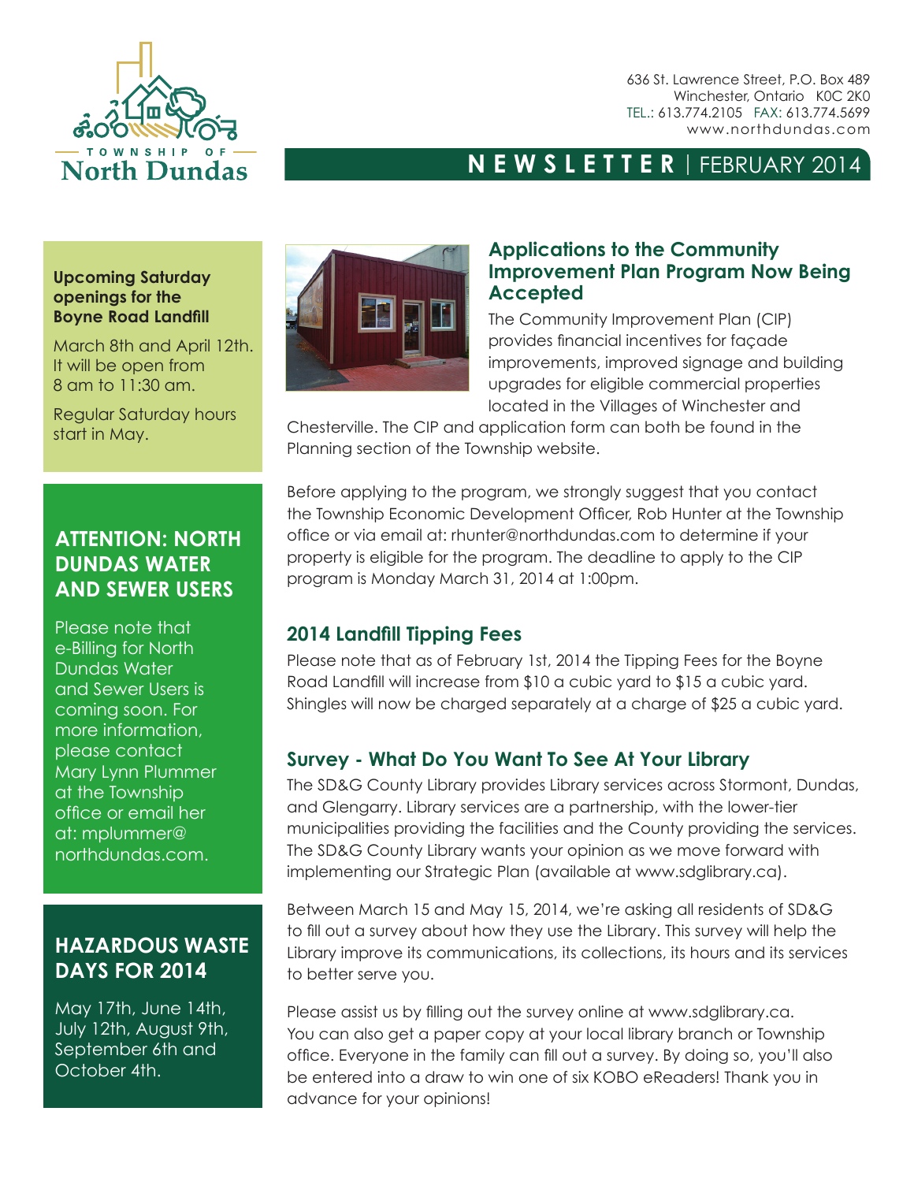Township of North Dundas

636 St. Lawrence Street, P.O. Box 489
Winchester, Ontario K0C 2K0
TEL.: 613.774.2105 FAX: 613.774.5699
www.northdundas.com

# NEWSLETTER | FEBRUARY 2014

**Upcoming Saturday openings for the Boyne Road Landfill**

March 8th and April 12th. It will be open from 8 am to 11:30 am.

Regular Saturday hours start in May.

## ATTENTION: NORTH DUNDAS WATER AND SEWER USERS

Please note that e-Billing for North Dundas Water and Sewer Users is coming soon. For more information, please contact Mary Lynn Plummer at the Township office or email her at: mplummer@northdundas.com.

## HAZARDOUS WASTE DAYS FOR 2014

May 17th, June 14th, July 12th, August 9th, September 6th and October 4th.

## Applications to the Community Improvement Plan Program Now Being Accepted

The Community Improvement Plan (CIP) provides financial incentives for façade improvements, improved signage and building upgrades for eligible commercial properties located in the Villages of Winchester and Chesterville. The CIP and application form can both be found in the Planning section of the Township website.

Before applying to the program, we strongly suggest that you contact the Township Economic Development Officer, Rob Hunter at the Township office or via email at: rhunter@northdundas.com to determine if your property is eligible for the program. The deadline to apply to the CIP program is Monday March 31, 2014 at 1:00pm.

## 2014 Landfill Tipping Fees

Please note that as of February 1st, 2014 the Tipping Fees for the Boyne Road Landfill will increase from $10 a cubic yard to $15 a cubic yard. Shingles will now be charged separately at a charge of $25 a cubic yard.

## Survey - What Do You Want To See At Your Library

The SD&G County Library provides Library services across Stormont, Dundas, and Glengarry. Library services are a partnership, with the lower-tier municipalities providing the facilities and the County providing the services. The SD&G County Library wants your opinion as we move forward with implementing our Strategic Plan (available at www.sdglibrary.ca).

Between March 15 and May 15, 2014, we're asking all residents of SD&G to fill out a survey about how they use the Library. This survey will help the Library improve its communications, its collections, its hours and its services to better serve you.

Please assist us by filling out the survey online at www.sdglibrary.ca. You can also get a paper copy at your local library branch or Township office. Everyone in the family can fill out a survey. By doing so, you'll also be entered into a draw to win one of six KOBO eReaders! Thank you in advance for your opinions!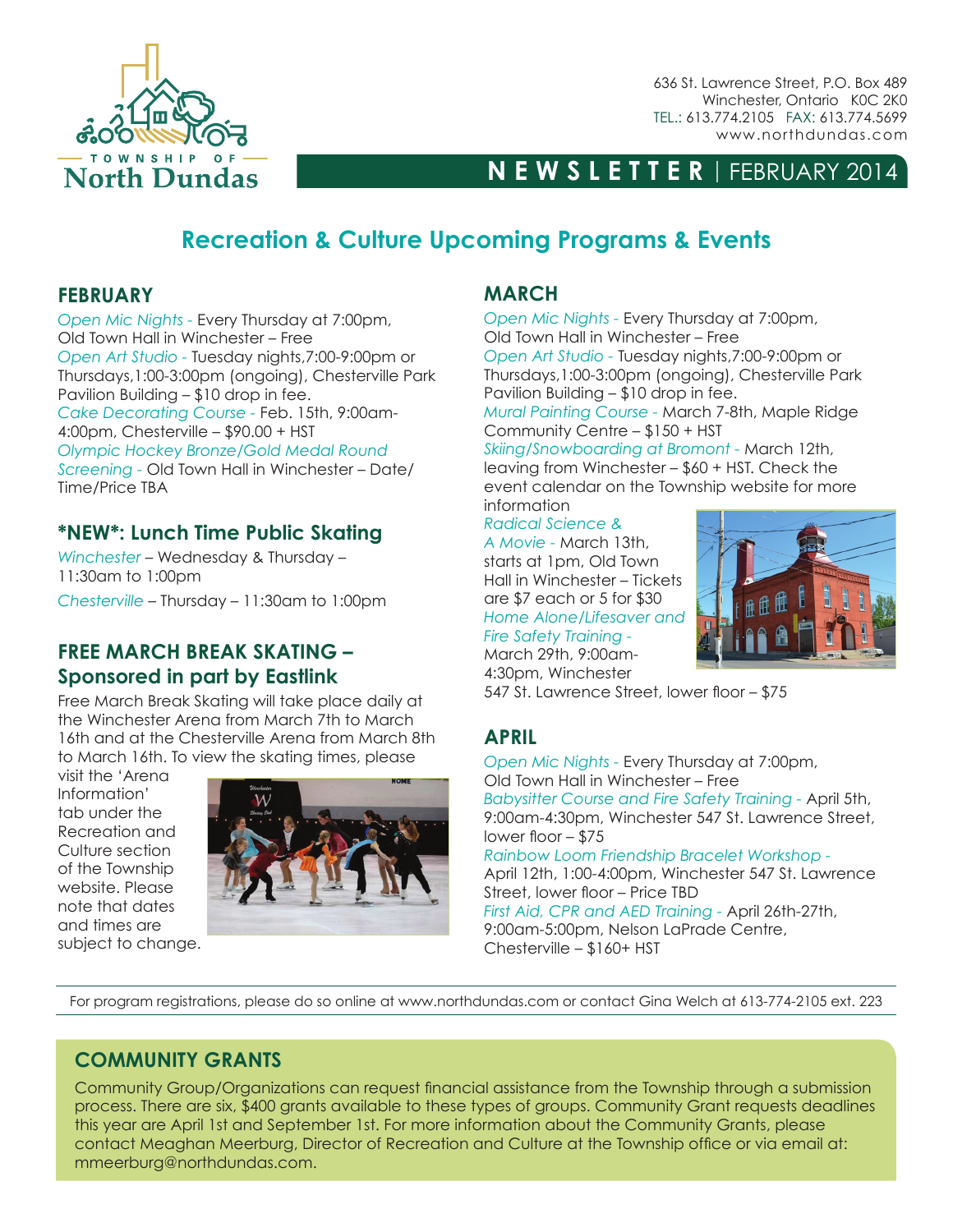636 St. Lawrence Street, P.O. Box 489
Winchester, Ontario K0C 2K0
TEL.: 613.774.2105 FAX: 613.774.5699
www.northdundas.com

TOWNSHIP OF North Dundas

**NEWSLETTER** | FEBRUARY 2014

# Recreation & Culture Upcoming Programs & Events

## FEBRUARY

*Open Mic Nights -* Every Thursday at 7:00pm, Old Town Hall in Winchester – Free
*Open Art Studio -* Tuesday nights,7:00-9:00pm or Thursdays,1:00-3:00pm (ongoing), Chesterville Park Pavilion Building – $10 drop in fee.
*Cake Decorating Course -* Feb. 15th, 9:00am-4:00pm, Chesterville – $90.00 + HST
*Olympic Hockey Bronze/Gold Medal Round Screening -* Old Town Hall in Winchester – Date/Time/Price TBA

## *NEW*: Lunch Time Public Skating

*Winchester* – Wednesday & Thursday – 11:30am to 1:00pm

*Chesterville* – Thursday – 11:30am to 1:00pm

## FREE MARCH BREAK SKATING – Sponsored in part by Eastlink

Free March Break Skating will take place daily at the Winchester Arena from March 7th to March 16th and at the Chesterville Arena from March 8th to March 16th. To view the skating times, please visit the 'Arena Information' tab under the Recreation and Culture section of the Township website. Please note that dates and times are subject to change.

## MARCH

*Open Mic Nights -* Every Thursday at 7:00pm, Old Town Hall in Winchester – Free
*Open Art Studio -* Tuesday nights,7:00-9:00pm or Thursdays,1:00-3:00pm (ongoing), Chesterville Park Pavilion Building – $10 drop in fee.
*Mural Painting Course -* March 7-8th, Maple Ridge Community Centre – $150 + HST
*Skiing/Snowboarding at Bromont -* March 12th, leaving from Winchester – $60 + HST. Check the event calendar on the Township website for more information
*Radical Science & A Movie -* March 13th, starts at 1pm, Old Town Hall in Winchester – Tickets are $7 each or 5 for $30
*Home Alone/Lifesaver and Fire Safety Training -* March 29th, 9:00am-4:30pm, Winchester 547 St. Lawrence Street, lower floor – $75

## APRIL

*Open Mic Nights -* Every Thursday at 7:00pm, Old Town Hall in Winchester – Free
*Babysitter Course and Fire Safety Training -* April 5th, 9:00am-4:30pm, Winchester 547 St. Lawrence Street, lower floor – $75
*Rainbow Loom Friendship Bracelet Workshop -* April 12th, 1:00-4:00pm, Winchester 547 St. Lawrence Street, lower floor – Price TBD
*First Aid, CPR and AED Training -* April 26th-27th, 9:00am-5:00pm, Nelson LaPrade Centre, Chesterville – $160+ HST

For program registrations, please do so online at www.northdundas.com or contact Gina Welch at 613-774-2105 ext. 223

## COMMUNITY GRANTS

Community Group/Organizations can request financial assistance from the Township through a submission process. There are six, $400 grants available to these types of groups. Community Grant requests deadlines this year are April 1st and September 1st. For more information about the Community Grants, please contact Meaghan Meerburg, Director of Recreation and Culture at the Township office or via email at: mmeerburg@northdundas.com.